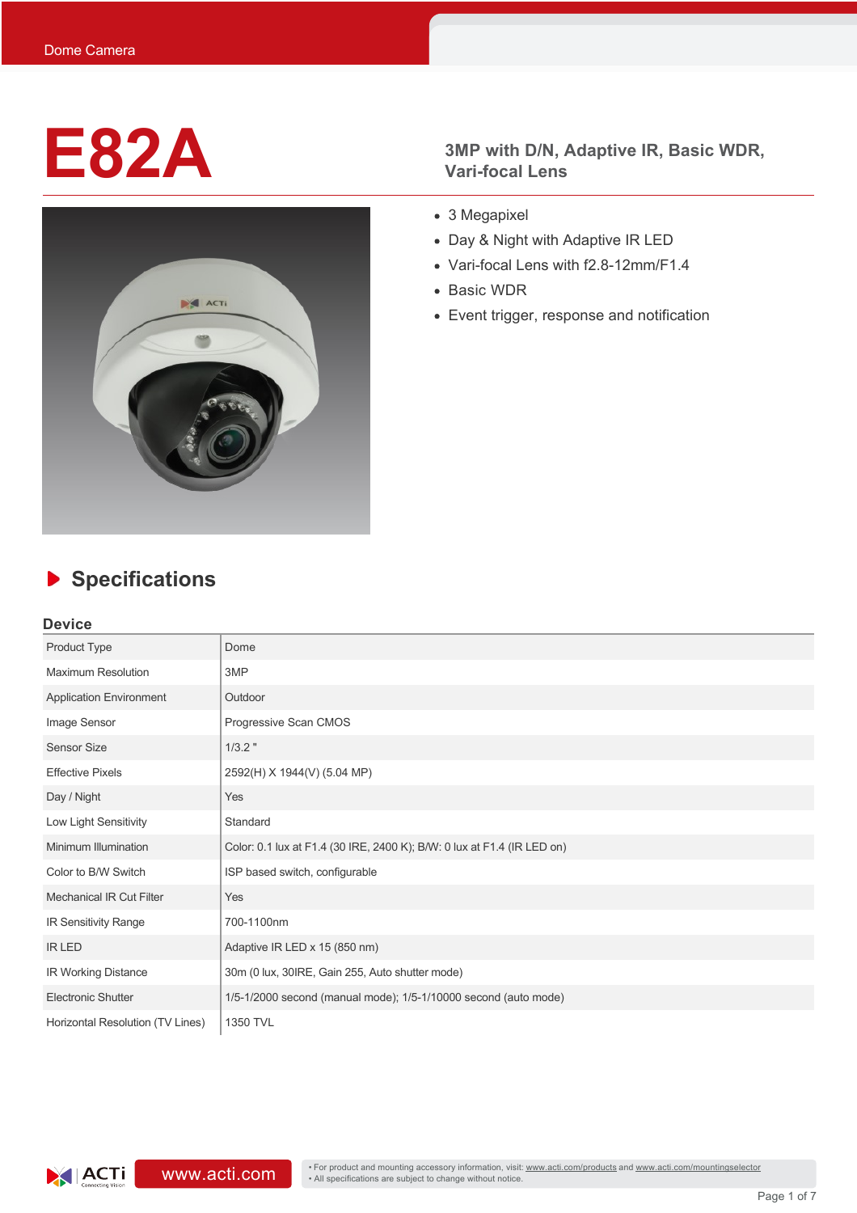Dome Camera

# E82A

## 3MP with D/N, Adaptive IR, Basic WDR, Vari-focal Lens

- 3 Megapixel
- Day & Night with Adaptive IR LED
- Vari-focal Lens with f2.8-12mm/F1.4
- Basic WDR
- Event trigger, response and notification

## Specifications

### Device

| | |
|---|---|
| Product Type | Dome |
| Maximum Resolution | 3MP |
| Application Environment | Outdoor |
| Image Sensor | Progressive Scan CMOS |
| Sensor Size | 1/3.2 " |
| Effective Pixels | 2592(H) X 1944(V) (5.04 MP) |
| Day / Night | Yes |
| Low Light Sensitivity | Standard |
| Minimum Illumination | Color: 0.1 lux at F1.4 (30 IRE, 2400 K); B/W: 0 lux at F1.4 (IR LED on) |
| Color to B/W Switch | ISP based switch, configurable |
| Mechanical IR Cut Filter | Yes |
| IR Sensitivity Range | 700-1100nm |
| IR LED | Adaptive IR LED x 15 (850 nm) |
| IR Working Distance | 30m (0 lux, 30IRE, Gain 255, Auto shutter mode) |
| Electronic Shutter | 1/5-1/2000 second (manual mode); 1/5-1/10000 second (auto mode) |
| Horizontal Resolution (TV Lines) | 1350 TVL |

www.acti.com

• For product and mounting accessory information, visit: www.acti.com/products and www.acti.com/mountingselector
• All specifications are subject to change without notice.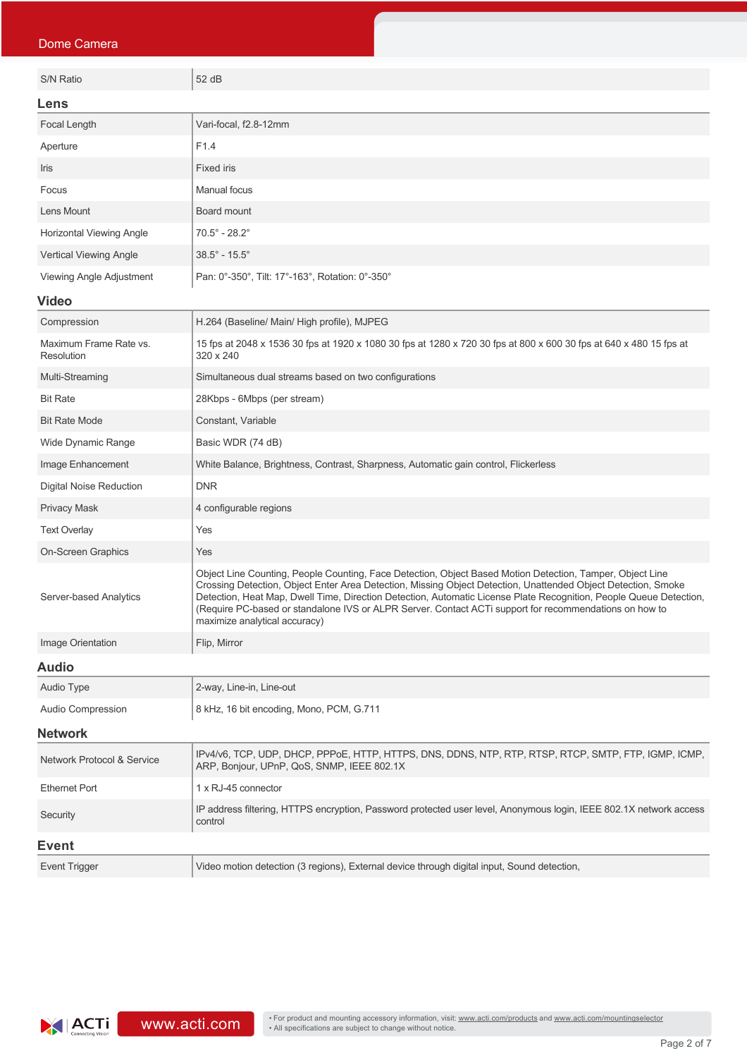| | |
|---|---|
| S/N Ratio | 52 dB |

## Lens

| | |
|---|---|
| Focal Length | Vari-focal, f2.8-12mm |
| Aperture | F1.4 |
| Iris | Fixed iris |
| Focus | Manual focus |
| Lens Mount | Board mount |
| Horizontal Viewing Angle | 70.5° - 28.2° |
| Vertical Viewing Angle | 38.5° - 15.5° |
| Viewing Angle Adjustment | Pan: 0°-350°, Tilt: 17°-163°, Rotation: 0°-350° |

## Video

| | |
|---|---|
| Compression | H.264 (Baseline/ Main/ High profile), MJPEG |
| Maximum Frame Rate vs. Resolution | 15 fps at 2048 x 1536 30 fps at 1920 x 1080 30 fps at 1280 x 720 30 fps at 800 x 600 30 fps at 640 x 480 15 fps at 320 x 240 |
| Multi-Streaming | Simultaneous dual streams based on two configurations |
| Bit Rate | 28Kbps - 6Mbps (per stream) |
| Bit Rate Mode | Constant, Variable |
| Wide Dynamic Range | Basic WDR (74 dB) |
| Image Enhancement | White Balance, Brightness, Contrast, Sharpness, Automatic gain control, Flickerless |
| Digital Noise Reduction | DNR |
| Privacy Mask | 4 configurable regions |
| Text Overlay | Yes |
| On-Screen Graphics | Yes |
| Server-based Analytics | Object Line Counting, People Counting, Face Detection, Object Based Motion Detection, Tamper, Object Line Crossing Detection, Object Enter Area Detection, Missing Object Detection, Unattended Object Detection, Smoke Detection, Heat Map, Dwell Time, Direction Detection, Automatic License Plate Recognition, People Queue Detection, (Require PC-based or standalone IVS or ALPR Server. Contact ACTi support for recommendations on how to maximize analytical accuracy) |
| Image Orientation | Flip, Mirror |

## Audio

| | |
|---|---|
| Audio Type | 2-way, Line-in, Line-out |
| Audio Compression | 8 kHz, 16 bit encoding, Mono, PCM, G.711 |

## Network

| | |
|---|---|
| Network Protocol & Service | IPv4/v6, TCP, UDP, DHCP, PPPoE, HTTP, HTTPS, DNS, DDNS, NTP, RTP, RTSP, RTCP, SMTP, FTP, IGMP, ICMP, ARP, Bonjour, UPnP, QoS, SNMP, IEEE 802.1X |
| Ethernet Port | 1 x RJ-45 connector |
| Security | IP address filtering, HTTPS encryption, Password protected user level, Anonymous login, IEEE 802.1X network access control |

## Event

| | |
|---|---|
| Event Trigger | Video motion detection (3 regions), External device through digital input, Sound detection, |

• For product and mounting accessory information, visit: www.acti.com/products and www.acti.com/mountingselector
• All specifications are subject to change without notice.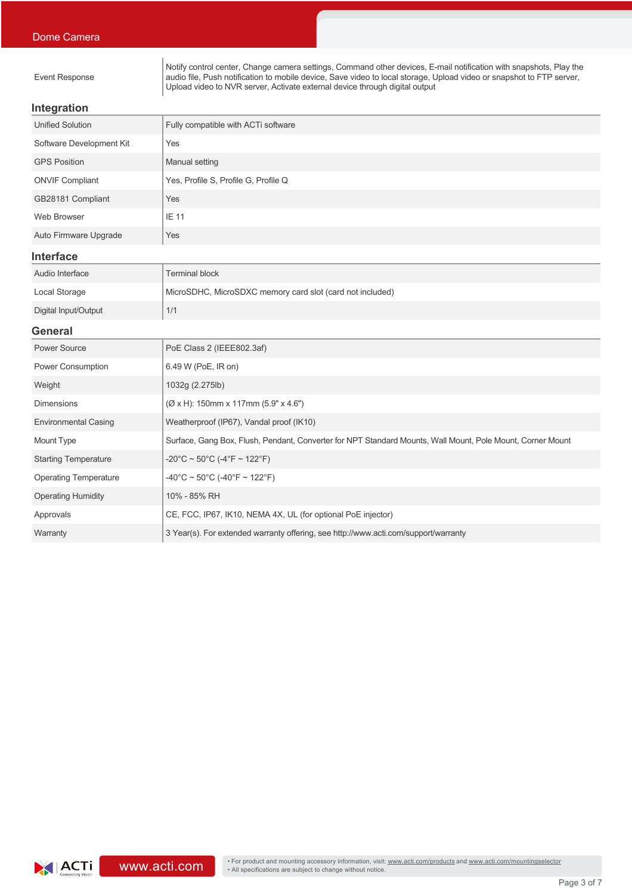| | |
|---|---|
| Event Response | Notify control center, Change camera settings, Command other devices, E-mail notification with snapshots, Play the audio file, Push notification to mobile device, Save video to local storage, Upload video or snapshot to FTP server, Upload video to NVR server, Activate external device through digital output |

## Integration

| | |
|---|---|
| Unified Solution | Fully compatible with ACTi software |
| Software Development Kit | Yes |
| GPS Position | Manual setting |
| ONVIF Compliant | Yes, Profile S, Profile G, Profile Q |
| GB28181 Compliant | Yes |
| Web Browser | IE 11 |
| Auto Firmware Upgrade | Yes |

## Interface

| | |
|---|---|
| Audio Interface | Terminal block |
| Local Storage | MicroSDHC, MicroSDXC memory card slot (card not included) |
| Digital Input/Output | 1/1 |

## General

| | |
|---|---|
| Power Source | PoE Class 2 (IEEE802.3af) |
| Power Consumption | 6.49 W (PoE, IR on) |
| Weight | 1032g (2.275lb) |
| Dimensions | (Ø x H): 150mm x 117mm (5.9" x 4.6") |
| Environmental Casing | Weatherproof (IP67), Vandal proof (IK10) |
| Mount Type | Surface, Gang Box, Flush, Pendant, Converter for NPT Standard Mounts, Wall Mount, Pole Mount, Corner Mount |
| Starting Temperature | -20°C ~ 50°C (-4°F ~ 122°F) |
| Operating Temperature | -40°C ~ 50°C (-40°F ~ 122°F) |
| Operating Humidity | 10% - 85% RH |
| Approvals | CE, FCC, IP67, IK10, NEMA 4X, UL (for optional PoE injector) |
| Warranty | 3 Year(s). For extended warranty offering, see http://www.acti.com/support/warranty |

www.acti.com

• For product and mounting accessory information, visit: www.acti.com/products and www.acti.com/mountingselector
• All specifications are subject to change without notice.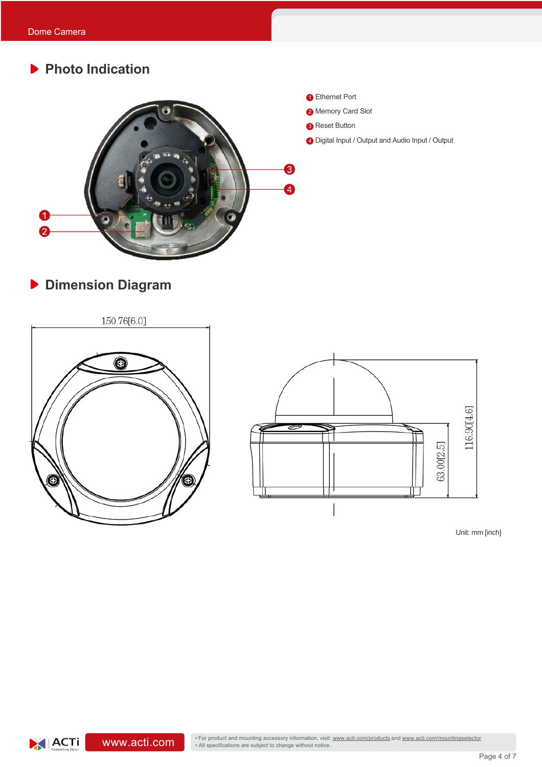## Photo Indication

1. Ethernet Port
2. Memory Card Slot
3. Reset Button
4. Digital Input / Output and Audio Input / Output

## Dimension Diagram

150.76[6.0]

116.90[4.6]

63.00[2.5]

Unit: mm [inch]

- For product and mounting accessory information, visit: www.acti.com/products and www.acti.com/mountingselector
- All specifications are subject to change without notice.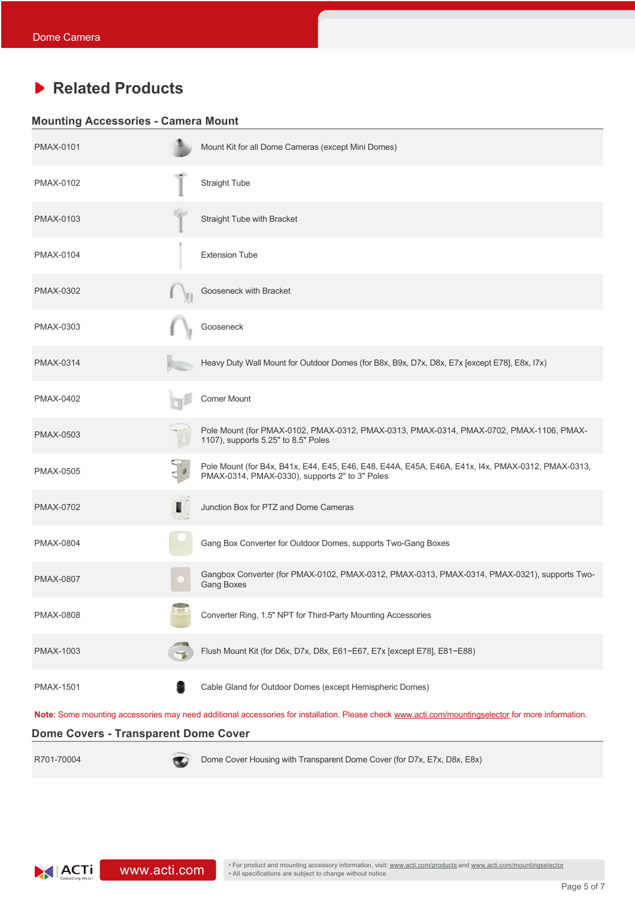## Related Products

### Mounting Accessories - Camera Mount

| | |
|---|---|
| PMAX-0101 | Mount Kit for all Dome Cameras (except Mini Domes) |
| PMAX-0102 | Straight Tube |
| PMAX-0103 | Straight Tube with Bracket |
| PMAX-0104 | Extension Tube |
| PMAX-0302 | Gooseneck with Bracket |
| PMAX-0303 | Gooseneck |
| PMAX-0314 | Heavy Duty Wall Mount for Outdoor Domes (for B8x, B9x, D7x, D8x, E7x [except E78], E8x, I7x) |
| PMAX-0402 | Corner Mount |
| PMAX-0503 | Pole Mount (for PMAX-0102, PMAX-0312, PMAX-0313, PMAX-0314, PMAX-0702, PMAX-1106, PMAX-1107), supports 5.25" to 8.5" Poles |
| PMAX-0505 | Pole Mount (for B4x, B41x, E44, E45, E46, E48, E44A, E45A, E46A, E41x, I4x, PMAX-0312, PMAX-0313, PMAX-0314, PMAX-0330), supports 2" to 3" Poles |
| PMAX-0702 | Junction Box for PTZ and Dome Cameras |
| PMAX-0804 | Gang Box Converter for Outdoor Domes, supports Two-Gang Boxes |
| PMAX-0807 | Gangbox Converter (for PMAX-0102, PMAX-0312, PMAX-0313, PMAX-0314, PMAX-0321), supports Two-Gang Boxes |
| PMAX-0808 | Converter Ring, 1.5" NPT for Third-Party Mounting Accessories |
| PMAX-1003 | Flush Mount Kit (for D6x, D7x, D8x, E61~E67, E7x [except E78], E81~E88) |
| PMAX-1501 | Cable Gland for Outdoor Domes (except Hemispheric Domes) |

**Note**: Some mounting accessories may need additional accessories for installation. Please check www.acti.com/mountingselector for more information.

### Dome Covers - Transparent Dome Cover

| | |
|---|---|
| R701-70004 | Dome Cover Housing with Transparent Dome Cover (for D7x, E7x, D8x, E8x) |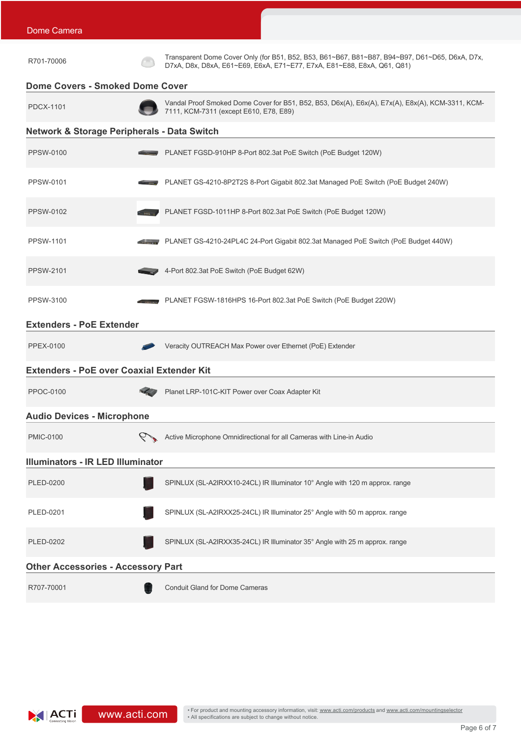| | |
|---|---|
| R701-70006 | Transparent Dome Cover Only (for B51, B52, B53, B61~B67, B81~B87, B94~B97, D61~D65, D6xA, D7x, D7xA, D8x, D8xA, E61~E69, E6xA, E71~E77, E7xA, E81~E88, E8xA, Q61, Q81) |

## Dome Covers - Smoked Dome Cover

| | |
|---|---|
| PDCX-1101 | Vandal Proof Smoked Dome Cover for B51, B52, B53, D6x(A), E6x(A), E7x(A), E8x(A), KCM-3311, KCM-7111, KCM-7311 (except E610, E78, E89) |

## Network & Storage Peripherals - Data Switch

| | |
|---|---|
| PPSW-0100 | PLANET FGSD-910HP 8-Port 802.3at PoE Switch (PoE Budget 120W) |
| PPSW-0101 | PLANET GS-4210-8P2T2S 8-Port Gigabit 802.3at Managed PoE Switch (PoE Budget 240W) |
| PPSW-0102 | PLANET FGSD-1011HP 8-Port 802.3at PoE Switch (PoE Budget 120W) |
| PPSW-1101 | PLANET GS-4210-24PL4C 24-Port Gigabit 802.3at Managed PoE Switch (PoE Budget 440W) |
| PPSW-2101 | 4-Port 802.3at PoE Switch (PoE Budget 62W) |
| PPSW-3100 | PLANET FGSW-1816HPS 16-Port 802.3at PoE Switch (PoE Budget 220W) |

## Extenders - PoE Extender

| | |
|---|---|
| PPEX-0100 | Veracity OUTREACH Max Power over Ethernet (PoE) Extender |

## Extenders - PoE over Coaxial Extender Kit

| | |
|---|---|
| PPOC-0100 | Planet LRP-101C-KIT Power over Coax Adapter Kit |

## Audio Devices - Microphone

| | |
|---|---|
| PMIC-0100 | Active Microphone Omnidirectional for all Cameras with Line-in Audio |

## Illuminators - IR LED Illuminator

| | |
|---|---|
| PLED-0200 | SPINLUX (SL-A2IRXX10-24CL) IR Illuminator 10° Angle with 120 m approx. range |
| PLED-0201 | SPINLUX (SL-A2IRXX25-24CL) IR Illuminator 25° Angle with 50 m approx. range |
| PLED-0202 | SPINLUX (SL-A2IRXX35-24CL) IR Illuminator 35° Angle with 25 m approx. range |

## Other Accessories - Accessory Part

| | |
|---|---|
| R707-70001 | Conduit Gland for Dome Cameras |

- For product and mounting accessory information, visit: www.acti.com/products and www.acti.com/mountingselector
- All specifications are subject to change without notice.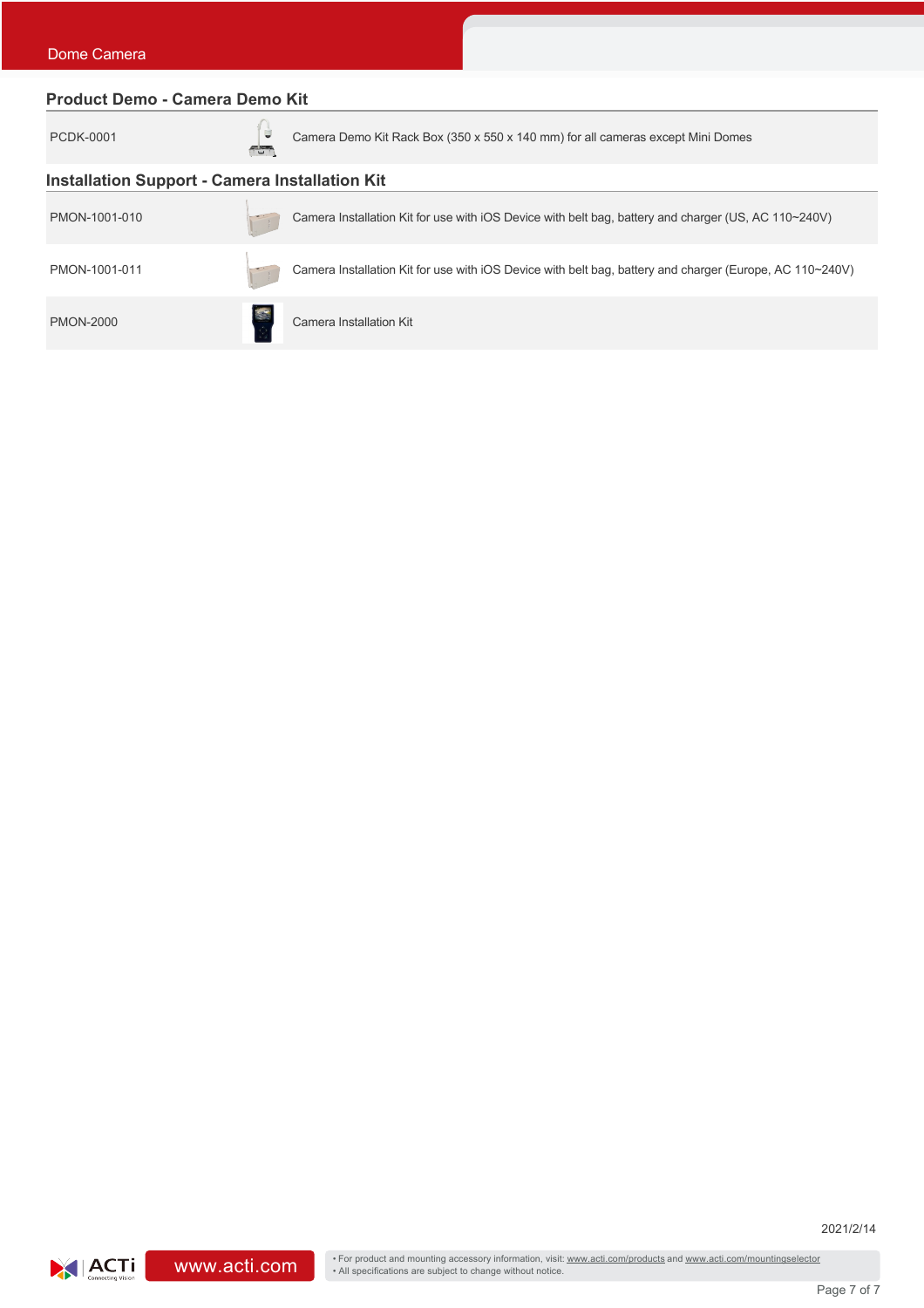## Product Demo - Camera Demo Kit

| | |
|---|---|
| PCDK-0001 | Camera Demo Kit Rack Box (350 x 550 x 140 mm) for all cameras except Mini Domes |

## Installation Support - Camera Installation Kit

| | |
|---|---|
| PMON-1001-010 | Camera Installation Kit for use with iOS Device with belt bag, battery and charger (US, AC 110~240V) |
| PMON-1001-011 | Camera Installation Kit for use with iOS Device with belt bag, battery and charger (Europe, AC 110~240V) |
| PMON-2000 | Camera Installation Kit |

2021/2/14

• For product and mounting accessory information, visit: www.acti.com/products and www.acti.com/mountingselector
• All specifications are subject to change without notice.